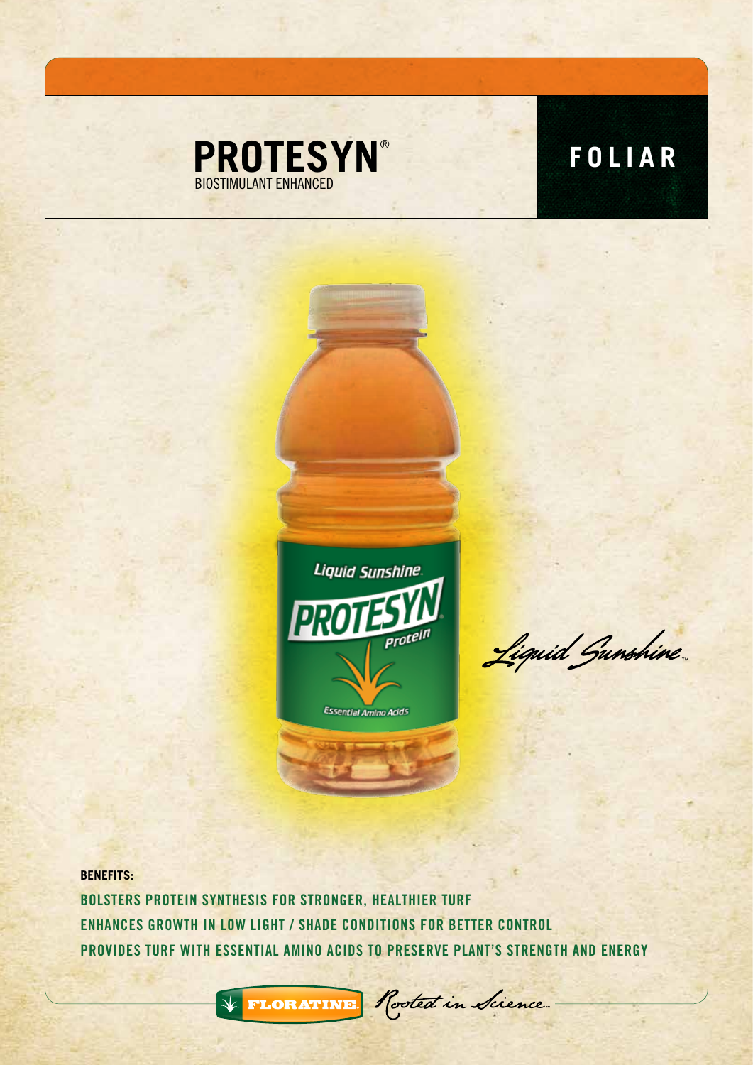# PROTESYN®

BIOSTIMULANT ENHANCED

## FOLIAR

*Liquid Sunshine™*

**BENEFITS:**

**BOLSTERS PROTEIN SYNTHESIS FOR STRONGER, HEALTHIER TURF**

**ENHANCES GROWTH IN LOW LIGHT / SHADE CONDITIONS FOR BETTER CONTROL**

**PROVIDES TURF WITH ESSENTIAL AMINO ACIDS TO PRESERVE PLANT'S STRENGTH AND ENERGY**

FLORATINE *Rooted in Science™*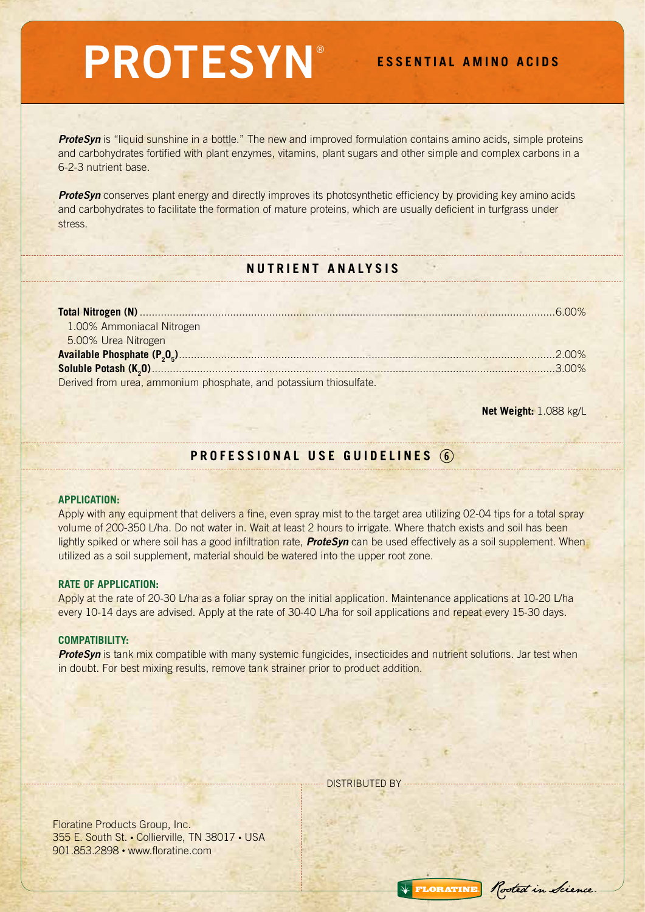# PROTESYN®

**ESSENTIAL AMINO ACIDS**

***ProteSyn*** is "liquid sunshine in a bottle." The new and improved formulation contains amino acids, simple proteins and carbohydrates fortified with plant enzymes, vitamins, plant sugars and other simple and complex carbons in a 6-2-3 nutrient base.

***ProteSyn*** conserves plant energy and directly improves its photosynthetic efficiency by providing key amino acids and carbohydrates to facilitate the formation of mature proteins, which are usually deficient in turfgrass under stress.

## NUTRIENT ANALYSIS

| | |
|---|---|
| **Total Nitrogen (N)** | 6.00% |
| 1.00% Ammoniacal Nitrogen | |
| 5.00% Urea Nitrogen | |
| **Available Phosphate ($P_2O_5$)** | 2.00% |
| **Soluble Potash ($K_2O$)** | 3.00% |

Derived from urea, ammonium phosphate, and potassium thiosulfate.

**Net Weight:** 1.088 kg/L

## PROFESSIONAL USE GUIDELINES ⑥

### APPLICATION:

Apply with any equipment that delivers a fine, even spray mist to the target area utilizing 02-04 tips for a total spray volume of 200-350 L/ha. Do not water in. Wait at least 2 hours to irrigate. Where thatch exists and soil has been lightly spiked or where soil has a good infiltration rate, ***ProteSyn*** can be used effectively as a soil supplement. When utilized as a soil supplement, material should be watered into the upper root zone.

### RATE OF APPLICATION:

Apply at the rate of 20-30 L/ha as a foliar spray on the initial application. Maintenance applications at 10-20 L/ha every 10-14 days are advised. Apply at the rate of 30-40 L/ha for soil applications and repeat every 15-30 days.

### COMPATIBILITY:

***ProteSyn*** is tank mix compatible with many systemic fungicides, insecticides and nutrient solutions. Jar test when in doubt. For best mixing results, remove tank strainer prior to product addition.

DISTRIBUTED BY

Floratine Products Group, Inc.
355 E. South St. • Collierville, TN 38017 • USA
901.853.2898 • www.floratine.com

FLORATINE Rooted in Science.